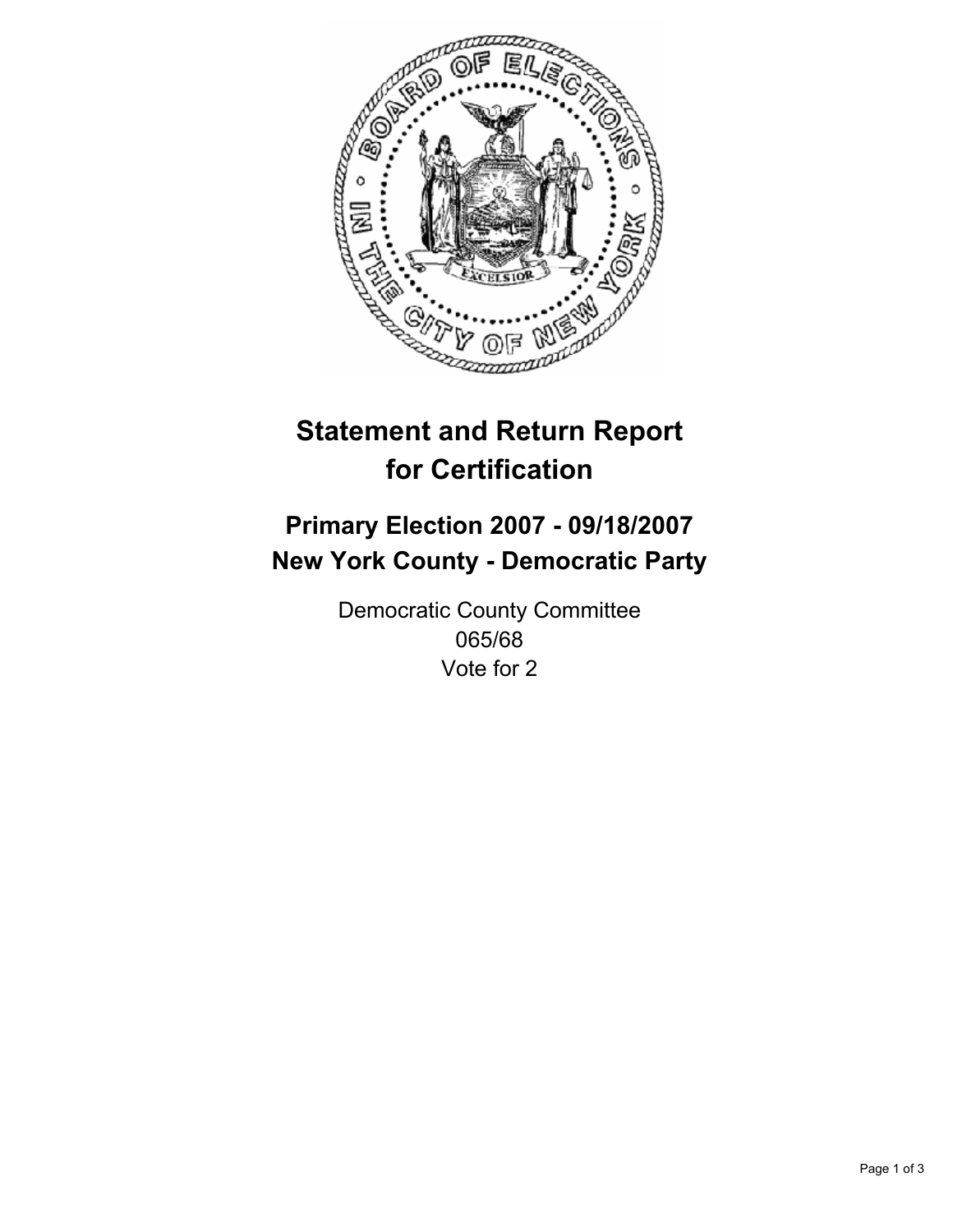# Statement and Return Report for Certification

## Primary Election 2007 - 09/18/2007
## New York County - Democratic Party

Democratic County Committee
065/68
Vote for 2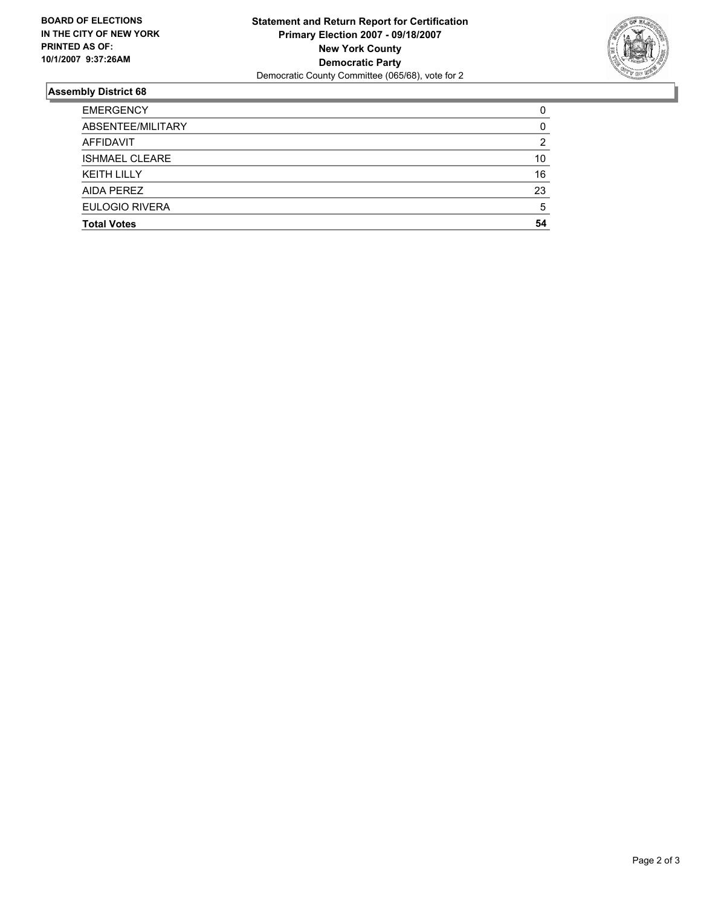**BOARD OF ELECTIONS IN THE CITY OF NEW YORK PRINTED AS OF: 10/1/2007 9:37:26AM**

**Statement and Return Report for Certification**
**Primary Election 2007 - 09/18/2007**
**New York County**
**Democratic Party**
Democratic County Committee (065/68), vote for 2

## Assembly District 68

| | |
|---|---|
| EMERGENCY | 0 |
| ABSENTEE/MILITARY | 0 |
| AFFIDAVIT | 2 |
| ISHMAEL CLEARE | 10 |
| KEITH LILLY | 16 |
| AIDA PEREZ | 23 |
| EULOGIO RIVERA | 5 |
| **Total Votes** | **54** |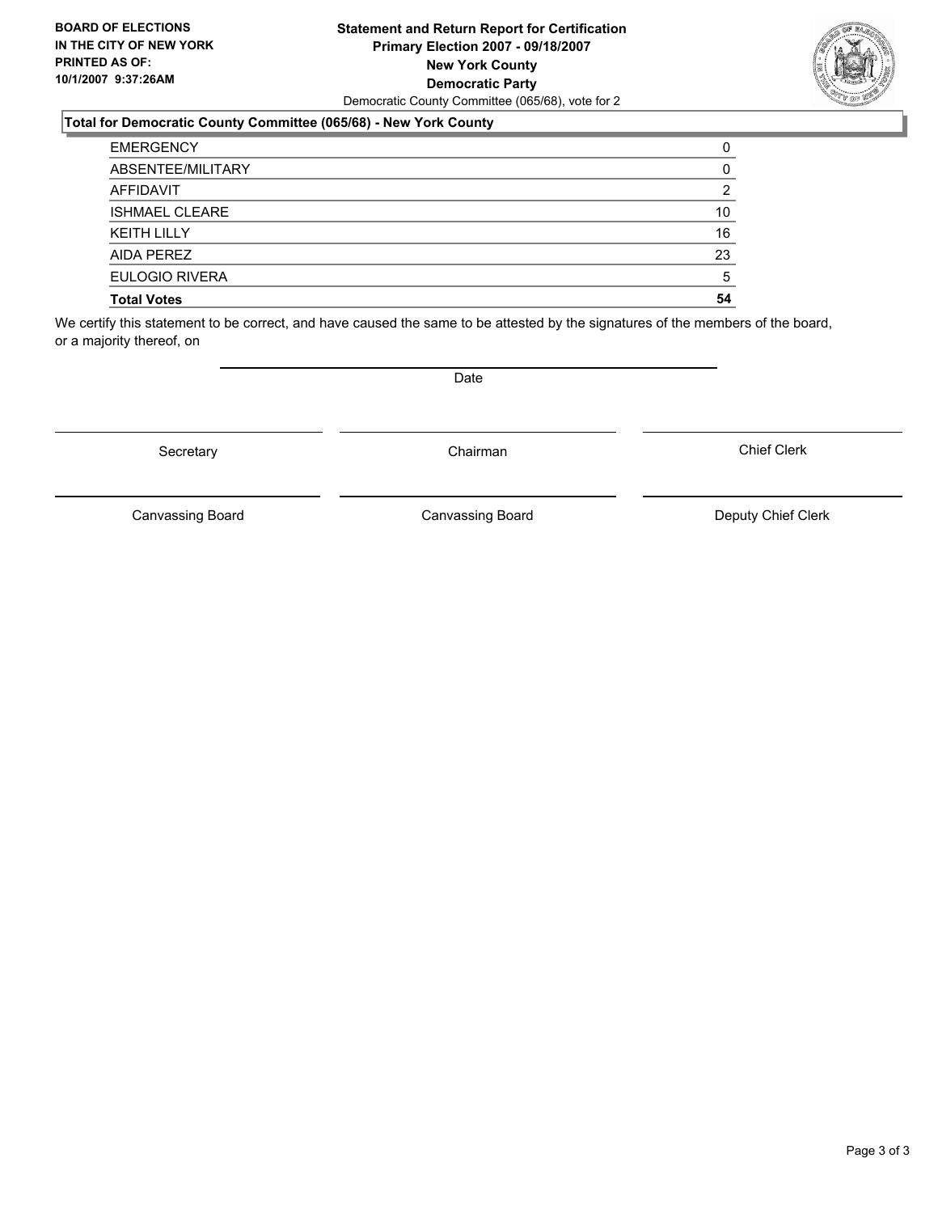**BOARD OF ELECTIONS IN THE CITY OF NEW YORK PRINTED AS OF: 10/1/2007 9:37:26AM**

**Statement and Return Report for Certification**
**Primary Election 2007 - 09/18/2007**
**New York County**
**Democratic Party**
Democratic County Committee (065/68), vote for 2

### Total for Democratic County Committee (065/68) - New York County

| | |
|---|---|
| EMERGENCY | 0 |
| ABSENTEE/MILITARY | 0 |
| AFFIDAVIT | 2 |
| ISHMAEL CLEARE | 10 |
| KEITH LILLY | 16 |
| AIDA PEREZ | 23 |
| EULOGIO RIVERA | 5 |
| **Total Votes** | **54** |

We certify this statement to be correct, and have caused the same to be attested by the signatures of the members of the board, or a majority thereof, on

Date

Secretary | Chairman | Chief Clerk

Canvassing Board | Canvassing Board | Deputy Chief Clerk